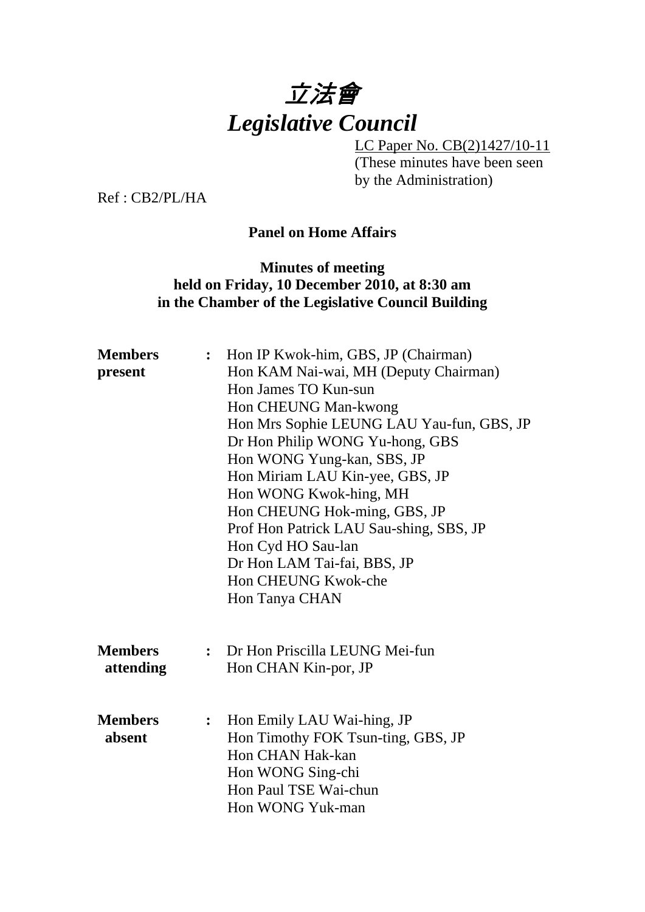# 立法會
# *Legislative Council*

LC Paper No. CB(2)1427/10-11
(These minutes have been seen by the Administration)

Ref : CB2/PL/HA

**Panel on Home Affairs**

**Minutes of meeting held on Friday, 10 December 2010, at 8:30 am in the Chamber of the Legislative Council Building**

**Members present** :
Hon IP Kwok-him, GBS, JP (Chairman)
Hon KAM Nai-wai, MH (Deputy Chairman)
Hon James TO Kun-sun
Hon CHEUNG Man-kwong
Hon Mrs Sophie LEUNG LAU Yau-fun, GBS, JP
Dr Hon Philip WONG Yu-hong, GBS
Hon WONG Yung-kan, SBS, JP
Hon Miriam LAU Kin-yee, GBS, JP
Hon WONG Kwok-hing, MH
Hon CHEUNG Hok-ming, GBS, JP
Prof Hon Patrick LAU Sau-shing, SBS, JP
Hon Cyd HO Sau-lan
Dr Hon LAM Tai-fai, BBS, JP
Hon CHEUNG Kwok-che
Hon Tanya CHAN

**Members attending** :
Dr Hon Priscilla LEUNG Mei-fun
Hon CHAN Kin-por, JP

**Members absent** :
Hon Emily LAU Wai-hing, JP
Hon Timothy FOK Tsun-ting, GBS, JP
Hon CHAN Hak-kan
Hon WONG Sing-chi
Hon Paul TSE Wai-chun
Hon WONG Yuk-man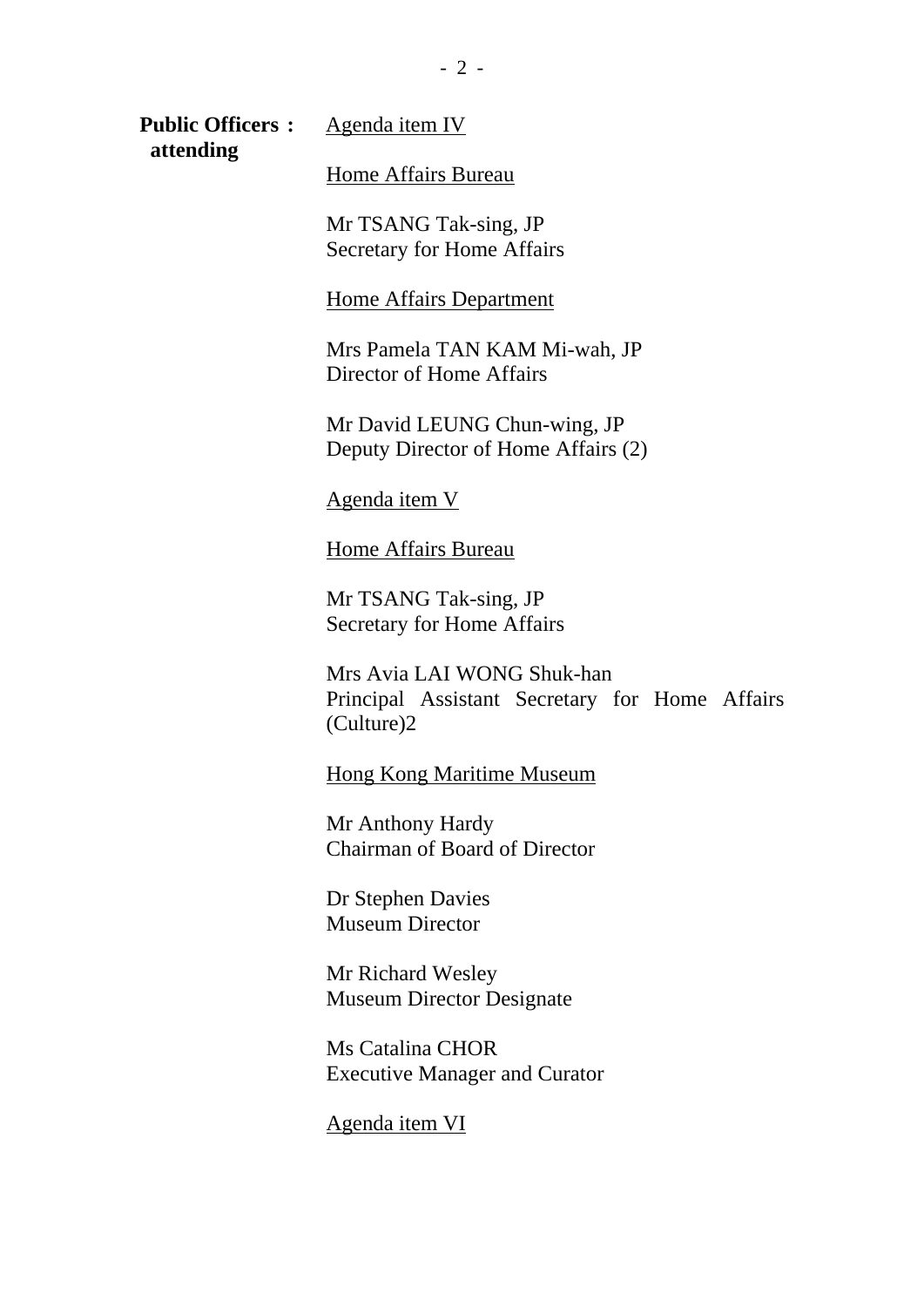**Public Officers attending :**

Agenda item IV

Home Affairs Bureau

Mr TSANG Tak-sing, JP
Secretary for Home Affairs

Home Affairs Department

Mrs Pamela TAN KAM Mi-wah, JP
Director of Home Affairs

Mr David LEUNG Chun-wing, JP
Deputy Director of Home Affairs (2)

Agenda item V

Home Affairs Bureau

Mr TSANG Tak-sing, JP
Secretary for Home Affairs

Mrs Avia LAI WONG Shuk-han
Principal Assistant Secretary for Home Affairs (Culture)2

Hong Kong Maritime Museum

Mr Anthony Hardy
Chairman of Board of Director

Dr Stephen Davies
Museum Director

Mr Richard Wesley
Museum Director Designate

Ms Catalina CHOR
Executive Manager and Curator

Agenda item VI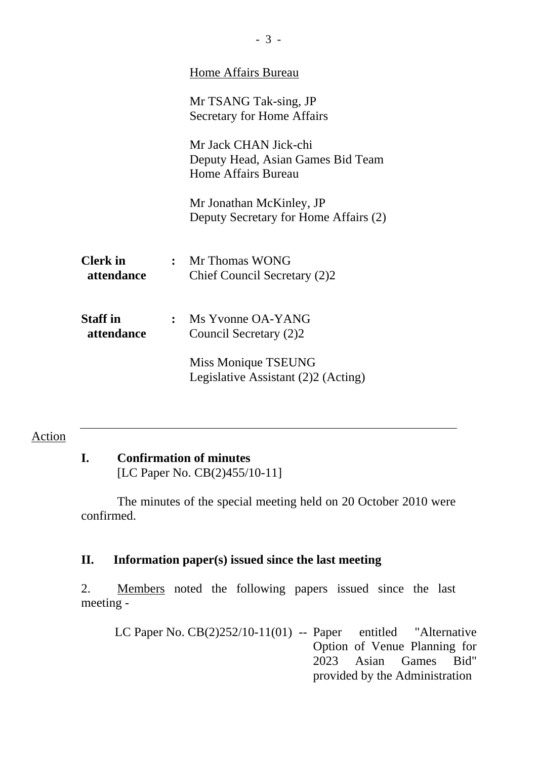Home Affairs Bureau

Mr TSANG Tak-sing, JP
Secretary for Home Affairs

Mr Jack CHAN Jick-chi
Deputy Head, Asian Games Bid Team
Home Affairs Bureau

Mr Jonathan McKinley, JP
Deputy Secretary for Home Affairs (2)

**Clerk in attendance** : Mr Thomas WONG
Chief Council Secretary (2)2

**Staff in attendance** : Ms Yvonne OA-YANG
Council Secretary (2)2

Miss Monique TSEUNG
Legislative Assistant (2)2 (Acting)

---

Action

## I. Confirmation of minutes

[LC Paper No. CB(2)455/10-11]

The minutes of the special meeting held on 20 October 2010 were confirmed.

## II. Information paper(s) issued since the last meeting

2. Members noted the following papers issued since the last meeting -

LC Paper No. CB(2)252/10-11(01) -- Paper entitled "Alternative Option of Venue Planning for 2023 Asian Games Bid" provided by the Administration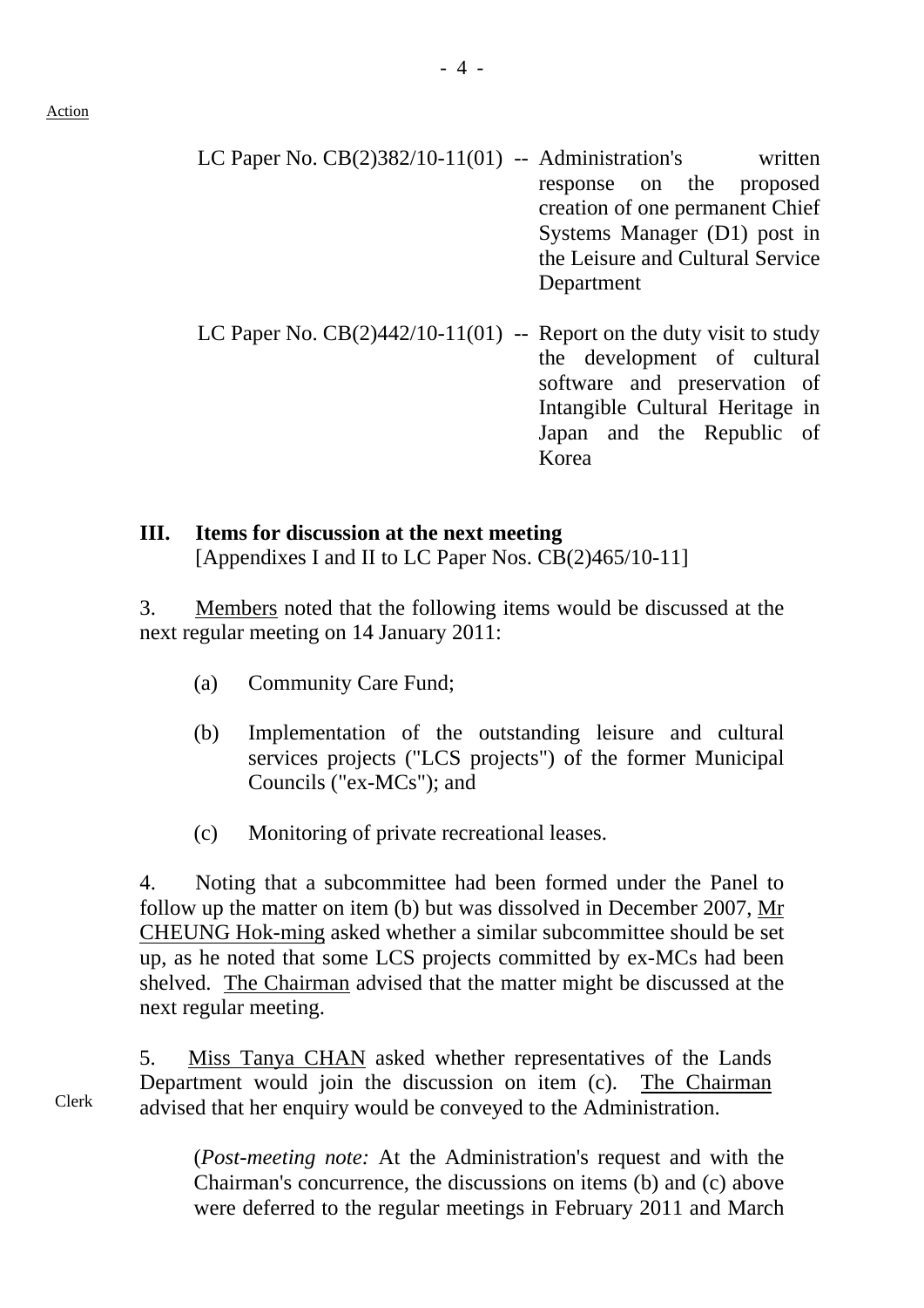Action

LC Paper No. CB(2)382/10-11(01) -- Administration's written response on the proposed creation of one permanent Chief Systems Manager (D1) post in the Leisure and Cultural Service Department

LC Paper No. CB(2)442/10-11(01) -- Report on the duty visit to study the development of cultural software and preservation of Intangible Cultural Heritage in Japan and the Republic of Korea

**III. Items for discussion at the next meeting**
[Appendixes I and II to LC Paper Nos. CB(2)465/10-11]

3. Members noted that the following items would be discussed at the next regular meeting on 14 January 2011:

(a) Community Care Fund;

(b) Implementation of the outstanding leisure and cultural services projects ("LCS projects") of the former Municipal Councils ("ex-MCs"); and

(c) Monitoring of private recreational leases.

4. Noting that a subcommittee had been formed under the Panel to follow up the matter on item (b) but was dissolved in December 2007, Mr CHEUNG Hok-ming asked whether a similar subcommittee should be set up, as he noted that some LCS projects committed by ex-MCs had been shelved. The Chairman advised that the matter might be discussed at the next regular meeting.

Clerk

5. Miss Tanya CHAN asked whether representatives of the Lands Department would join the discussion on item (c). The Chairman advised that her enquiry would be conveyed to the Administration.

(*Post-meeting note:* At the Administration's request and with the Chairman's concurrence, the discussions on items (b) and (c) above were deferred to the regular meetings in February 2011 and March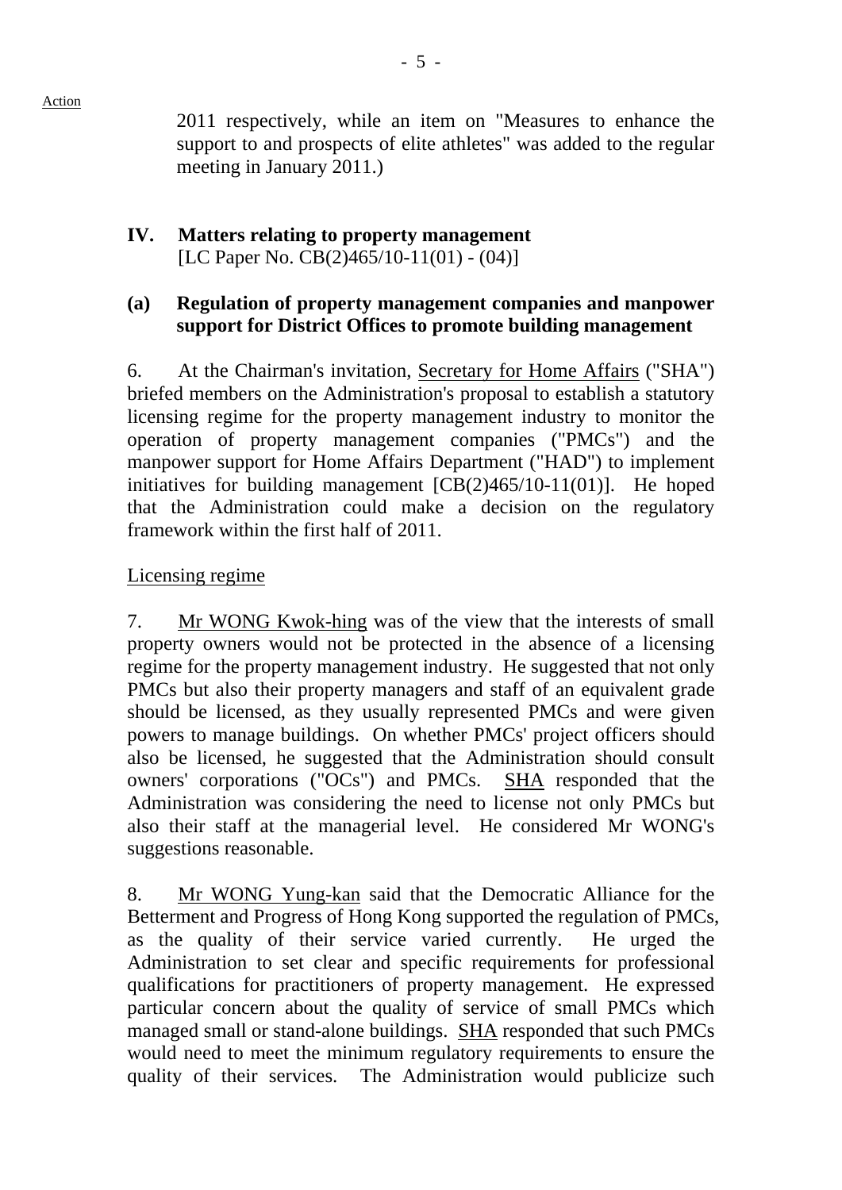2011 respectively, while an item on "Measures to enhance the support to and prospects of elite athletes" was added to the regular meeting in January 2011.)

## IV. Matters relating to property management
[LC Paper No. CB(2)465/10-11(01) - (04)]

### (a) Regulation of property management companies and manpower support for District Offices to promote building management

6. At the Chairman's invitation, Secretary for Home Affairs ("SHA") briefed members on the Administration's proposal to establish a statutory licensing regime for the property management industry to monitor the operation of property management companies ("PMCs") and the manpower support for Home Affairs Department ("HAD") to implement initiatives for building management [CB(2)465/10-11(01)]. He hoped that the Administration could make a decision on the regulatory framework within the first half of 2011.

Licensing regime

7. Mr WONG Kwok-hing was of the view that the interests of small property owners would not be protected in the absence of a licensing regime for the property management industry. He suggested that not only PMCs but also their property managers and staff of an equivalent grade should be licensed, as they usually represented PMCs and were given powers to manage buildings. On whether PMCs' project officers should also be licensed, he suggested that the Administration should consult owners' corporations ("OCs") and PMCs. SHA responded that the Administration was considering the need to license not only PMCs but also their staff at the managerial level. He considered Mr WONG's suggestions reasonable.

8. Mr WONG Yung-kan said that the Democratic Alliance for the Betterment and Progress of Hong Kong supported the regulation of PMCs, as the quality of their service varied currently. He urged the Administration to set clear and specific requirements for professional qualifications for practitioners of property management. He expressed particular concern about the quality of service of small PMCs which managed small or stand-alone buildings. SHA responded that such PMCs would need to meet the minimum regulatory requirements to ensure the quality of their services. The Administration would publicize such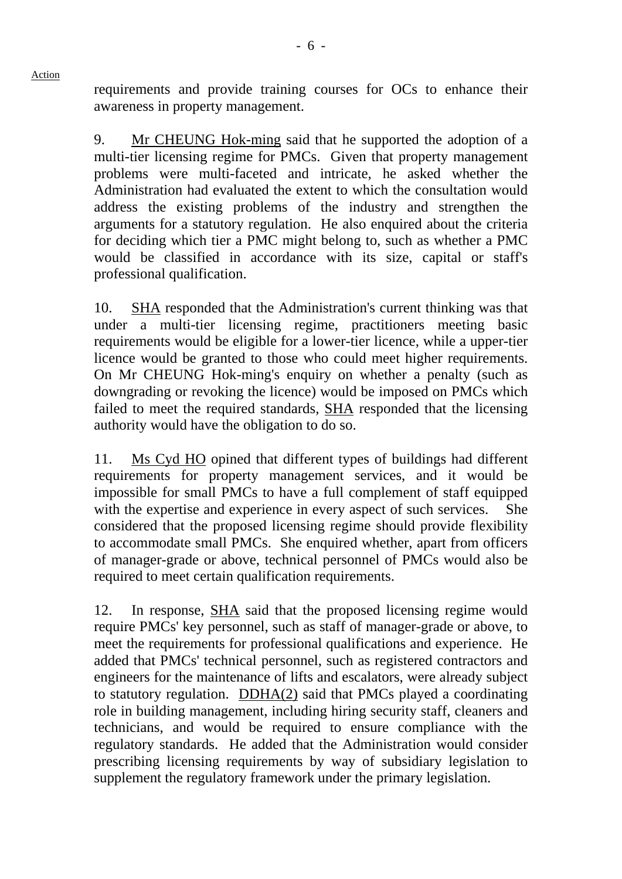Action

requirements and provide training courses for OCs to enhance their awareness in property management.

9. Mr CHEUNG Hok-ming said that he supported the adoption of a multi-tier licensing regime for PMCs. Given that property management problems were multi-faceted and intricate, he asked whether the Administration had evaluated the extent to which the consultation would address the existing problems of the industry and strengthen the arguments for a statutory regulation. He also enquired about the criteria for deciding which tier a PMC might belong to, such as whether a PMC would be classified in accordance with its size, capital or staff's professional qualification.

10. SHA responded that the Administration's current thinking was that under a multi-tier licensing regime, practitioners meeting basic requirements would be eligible for a lower-tier licence, while a upper-tier licence would be granted to those who could meet higher requirements. On Mr CHEUNG Hok-ming's enquiry on whether a penalty (such as downgrading or revoking the licence) would be imposed on PMCs which failed to meet the required standards, SHA responded that the licensing authority would have the obligation to do so.

11. Ms Cyd HO opined that different types of buildings had different requirements for property management services, and it would be impossible for small PMCs to have a full complement of staff equipped with the expertise and experience in every aspect of such services. She considered that the proposed licensing regime should provide flexibility to accommodate small PMCs. She enquired whether, apart from officers of manager-grade or above, technical personnel of PMCs would also be required to meet certain qualification requirements.

12. In response, SHA said that the proposed licensing regime would require PMCs' key personnel, such as staff of manager-grade or above, to meet the requirements for professional qualifications and experience. He added that PMCs' technical personnel, such as registered contractors and engineers for the maintenance of lifts and escalators, were already subject to statutory regulation. DDHA(2) said that PMCs played a coordinating role in building management, including hiring security staff, cleaners and technicians, and would be required to ensure compliance with the regulatory standards. He added that the Administration would consider prescribing licensing requirements by way of subsidiary legislation to supplement the regulatory framework under the primary legislation.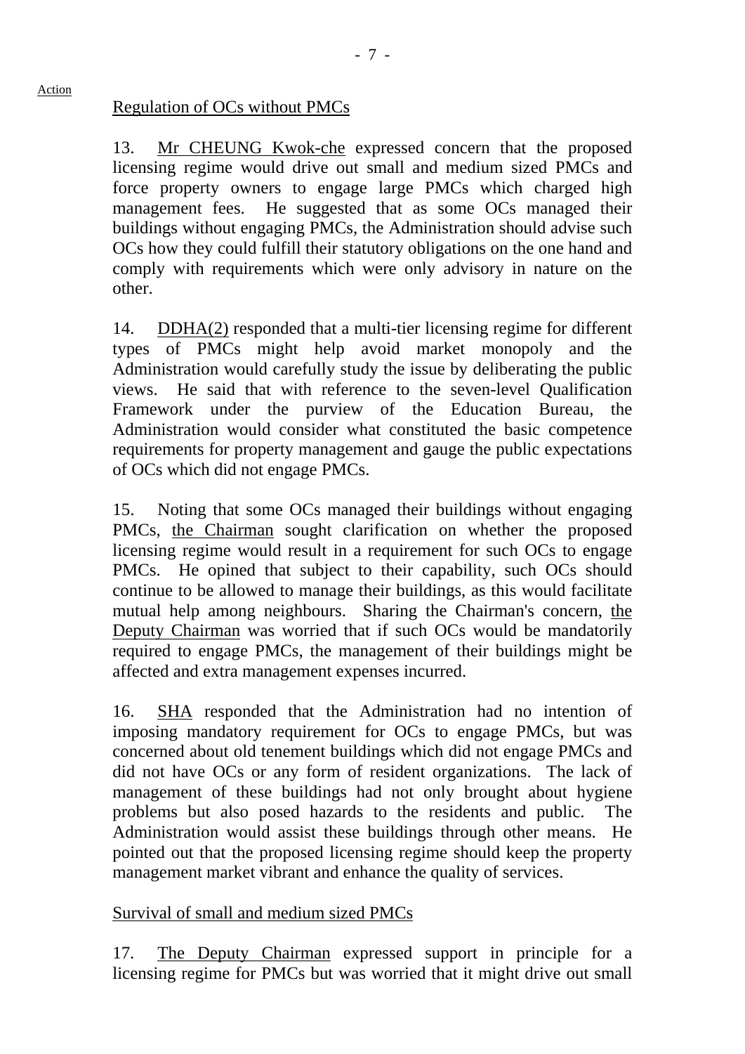Action

Regulation of OCs without PMCs

13. Mr CHEUNG Kwok-che expressed concern that the proposed licensing regime would drive out small and medium sized PMCs and force property owners to engage large PMCs which charged high management fees. He suggested that as some OCs managed their buildings without engaging PMCs, the Administration should advise such OCs how they could fulfill their statutory obligations on the one hand and comply with requirements which were only advisory in nature on the other.

14. DDHA(2) responded that a multi-tier licensing regime for different types of PMCs might help avoid market monopoly and the Administration would carefully study the issue by deliberating the public views. He said that with reference to the seven-level Qualification Framework under the purview of the Education Bureau, the Administration would consider what constituted the basic competence requirements for property management and gauge the public expectations of OCs which did not engage PMCs.

15. Noting that some OCs managed their buildings without engaging PMCs, the Chairman sought clarification on whether the proposed licensing regime would result in a requirement for such OCs to engage PMCs. He opined that subject to their capability, such OCs should continue to be allowed to manage their buildings, as this would facilitate mutual help among neighbours. Sharing the Chairman's concern, the Deputy Chairman was worried that if such OCs would be mandatorily required to engage PMCs, the management of their buildings might be affected and extra management expenses incurred.

16. SHA responded that the Administration had no intention of imposing mandatory requirement for OCs to engage PMCs, but was concerned about old tenement buildings which did not engage PMCs and did not have OCs or any form of resident organizations. The lack of management of these buildings had not only brought about hygiene problems but also posed hazards to the residents and public. The Administration would assist these buildings through other means. He pointed out that the proposed licensing regime should keep the property management market vibrant and enhance the quality of services.

Survival of small and medium sized PMCs

17. The Deputy Chairman expressed support in principle for a licensing regime for PMCs but was worried that it might drive out small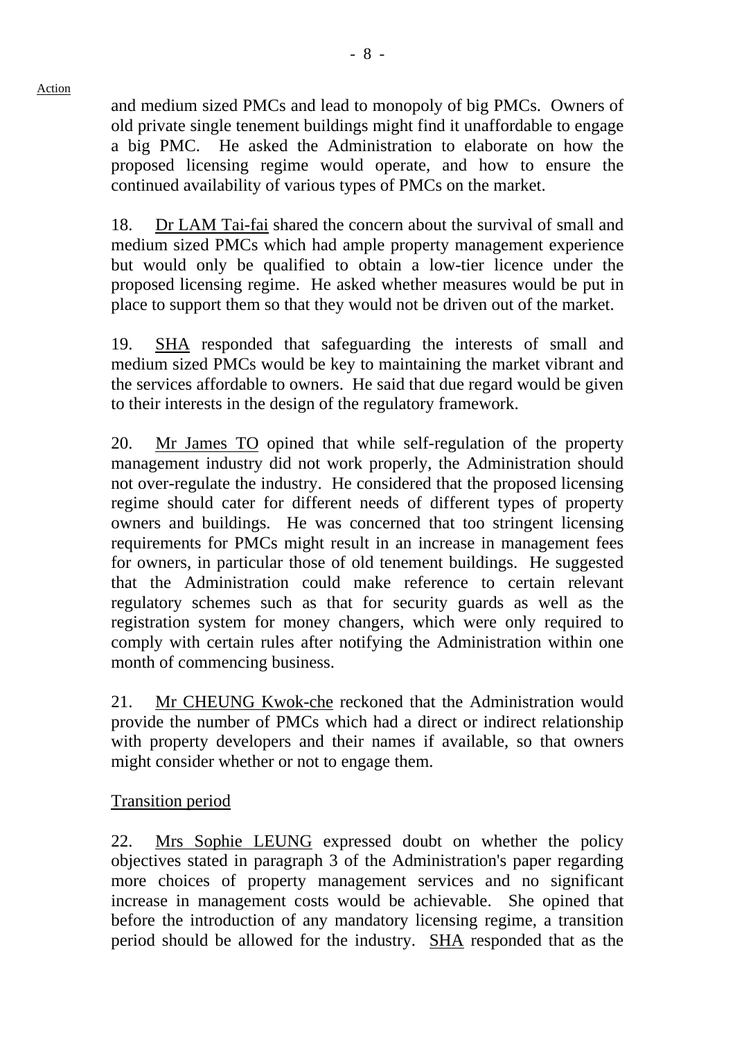Action

and medium sized PMCs and lead to monopoly of big PMCs. Owners of old private single tenement buildings might find it unaffordable to engage a big PMC. He asked the Administration to elaborate on how the proposed licensing regime would operate, and how to ensure the continued availability of various types of PMCs on the market.

18. Dr LAM Tai-fai shared the concern about the survival of small and medium sized PMCs which had ample property management experience but would only be qualified to obtain a low-tier licence under the proposed licensing regime. He asked whether measures would be put in place to support them so that they would not be driven out of the market.

19. SHA responded that safeguarding the interests of small and medium sized PMCs would be key to maintaining the market vibrant and the services affordable to owners. He said that due regard would be given to their interests in the design of the regulatory framework.

20. Mr James TO opined that while self-regulation of the property management industry did not work properly, the Administration should not over-regulate the industry. He considered that the proposed licensing regime should cater for different needs of different types of property owners and buildings. He was concerned that too stringent licensing requirements for PMCs might result in an increase in management fees for owners, in particular those of old tenement buildings. He suggested that the Administration could make reference to certain relevant regulatory schemes such as that for security guards as well as the registration system for money changers, which were only required to comply with certain rules after notifying the Administration within one month of commencing business.

21. Mr CHEUNG Kwok-che reckoned that the Administration would provide the number of PMCs which had a direct or indirect relationship with property developers and their names if available, so that owners might consider whether or not to engage them.

Transition period

22. Mrs Sophie LEUNG expressed doubt on whether the policy objectives stated in paragraph 3 of the Administration's paper regarding more choices of property management services and no significant increase in management costs would be achievable. She opined that before the introduction of any mandatory licensing regime, a transition period should be allowed for the industry. SHA responded that as the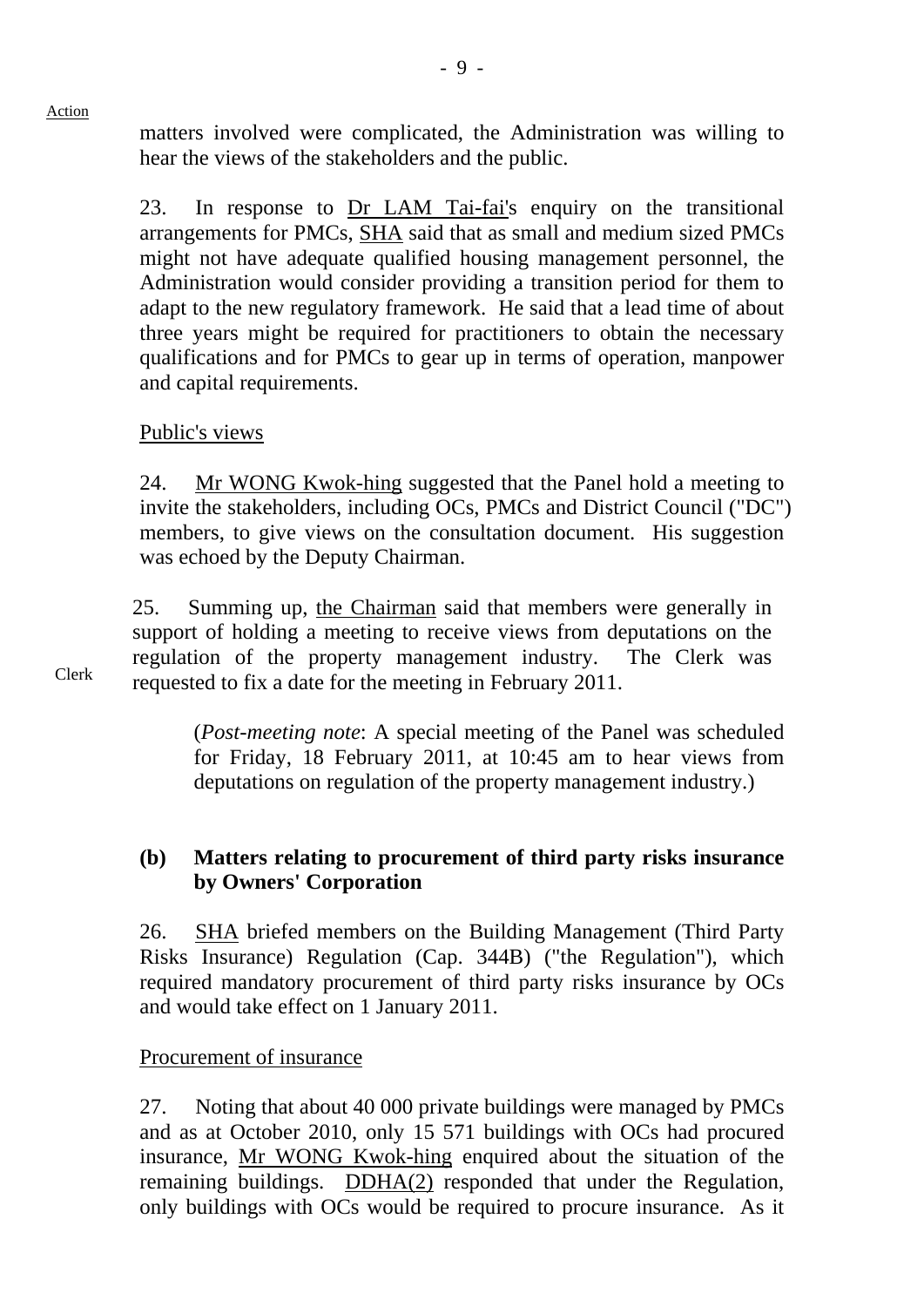Action

matters involved were complicated, the Administration was willing to hear the views of the stakeholders and the public.

23. In response to Dr LAM Tai-fai's enquiry on the transitional arrangements for PMCs, SHA said that as small and medium sized PMCs might not have adequate qualified housing management personnel, the Administration would consider providing a transition period for them to adapt to the new regulatory framework. He said that a lead time of about three years might be required for practitioners to obtain the necessary qualifications and for PMCs to gear up in terms of operation, manpower and capital requirements.

Public's views

24. Mr WONG Kwok-hing suggested that the Panel hold a meeting to invite the stakeholders, including OCs, PMCs and District Council ("DC") members, to give views on the consultation document. His suggestion was echoed by the Deputy Chairman.

25. Summing up, the Chairman said that members were generally in support of holding a meeting to receive views from deputations on the regulation of the property management industry. The Clerk was requested to fix a date for the meeting in February 2011.

Clerk

(*Post-meeting note*: A special meeting of the Panel was scheduled for Friday, 18 February 2011, at 10:45 am to hear views from deputations on regulation of the property management industry.)

**(b) Matters relating to procurement of third party risks insurance by Owners' Corporation**

26. SHA briefed members on the Building Management (Third Party Risks Insurance) Regulation (Cap. 344B) ("the Regulation"), which required mandatory procurement of third party risks insurance by OCs and would take effect on 1 January 2011.

Procurement of insurance

27. Noting that about 40 000 private buildings were managed by PMCs and as at October 2010, only 15 571 buildings with OCs had procured insurance, Mr WONG Kwok-hing enquired about the situation of the remaining buildings. DDHA(2) responded that under the Regulation, only buildings with OCs would be required to procure insurance. As it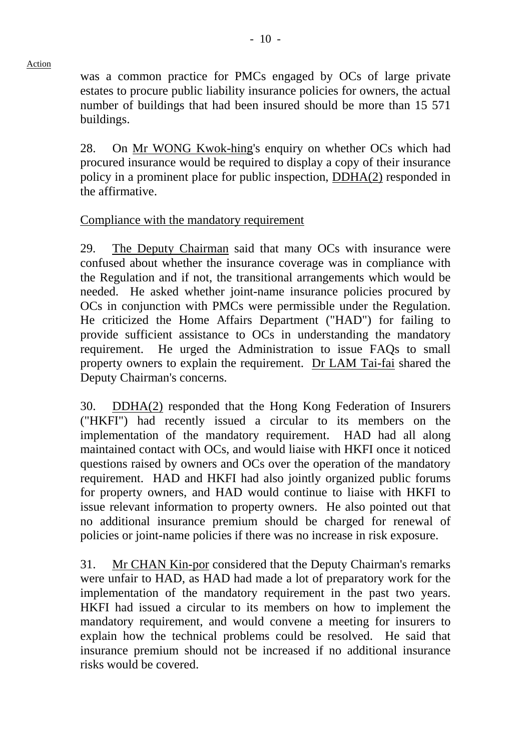Action

was a common practice for PMCs engaged by OCs of large private estates to procure public liability insurance policies for owners, the actual number of buildings that had been insured should be more than 15 571 buildings.

28. On Mr WONG Kwok-hing's enquiry on whether OCs which had procured insurance would be required to display a copy of their insurance policy in a prominent place for public inspection, DDHA(2) responded in the affirmative.

Compliance with the mandatory requirement

29. The Deputy Chairman said that many OCs with insurance were confused about whether the insurance coverage was in compliance with the Regulation and if not, the transitional arrangements which would be needed. He asked whether joint-name insurance policies procured by OCs in conjunction with PMCs were permissible under the Regulation. He criticized the Home Affairs Department ("HAD") for failing to provide sufficient assistance to OCs in understanding the mandatory requirement. He urged the Administration to issue FAQs to small property owners to explain the requirement. Dr LAM Tai-fai shared the Deputy Chairman's concerns.

30. DDHA(2) responded that the Hong Kong Federation of Insurers ("HKFI") had recently issued a circular to its members on the implementation of the mandatory requirement. HAD had all along maintained contact with OCs, and would liaise with HKFI once it noticed questions raised by owners and OCs over the operation of the mandatory requirement. HAD and HKFI had also jointly organized public forums for property owners, and HAD would continue to liaise with HKFI to issue relevant information to property owners. He also pointed out that no additional insurance premium should be charged for renewal of policies or joint-name policies if there was no increase in risk exposure.

31. Mr CHAN Kin-por considered that the Deputy Chairman's remarks were unfair to HAD, as HAD had made a lot of preparatory work for the implementation of the mandatory requirement in the past two years. HKFI had issued a circular to its members on how to implement the mandatory requirement, and would convene a meeting for insurers to explain how the technical problems could be resolved. He said that insurance premium should not be increased if no additional insurance risks would be covered.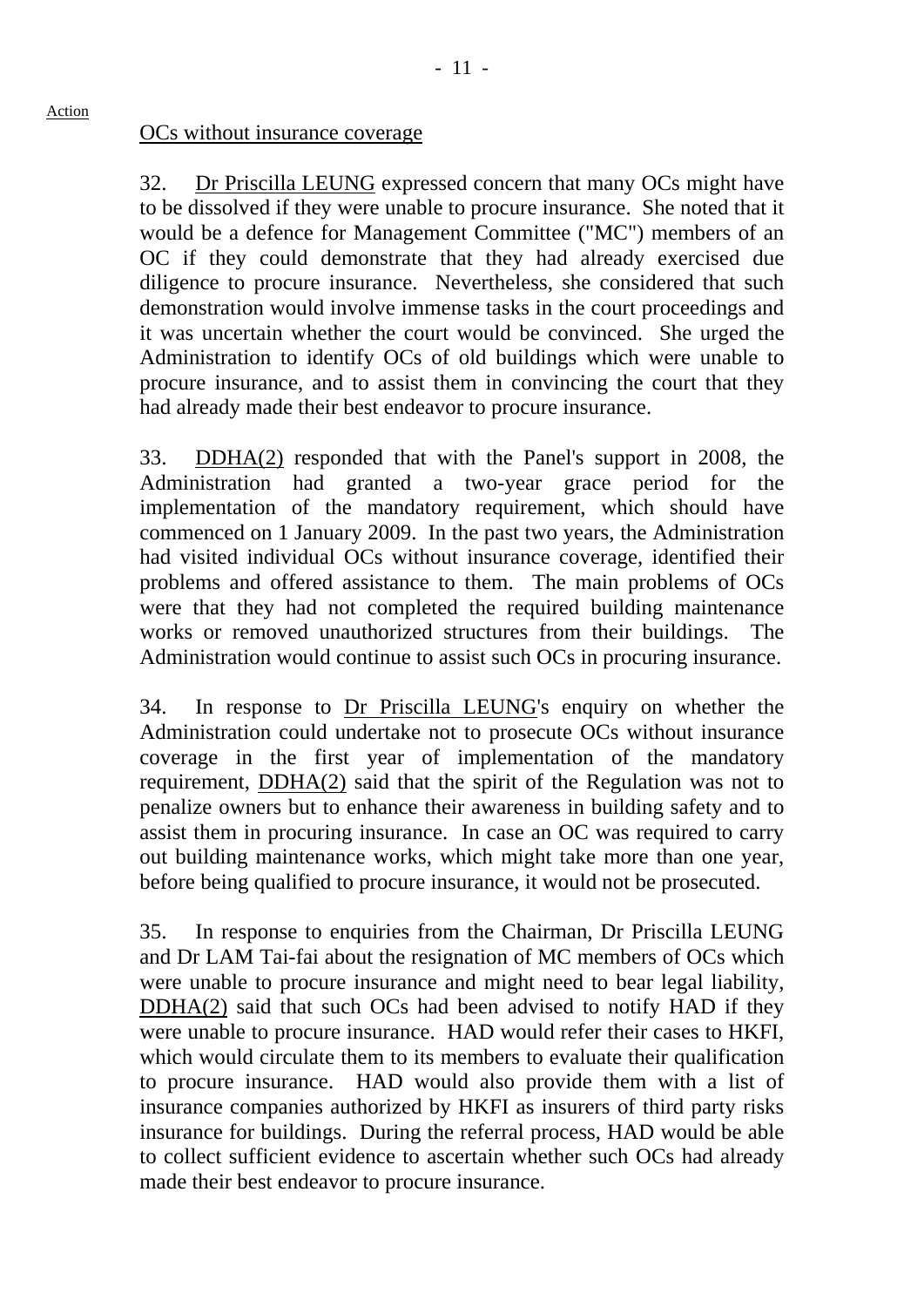Action

OCs without insurance coverage

32. Dr Priscilla LEUNG expressed concern that many OCs might have to be dissolved if they were unable to procure insurance. She noted that it would be a defence for Management Committee ("MC") members of an OC if they could demonstrate that they had already exercised due diligence to procure insurance. Nevertheless, she considered that such demonstration would involve immense tasks in the court proceedings and it was uncertain whether the court would be convinced. She urged the Administration to identify OCs of old buildings which were unable to procure insurance, and to assist them in convincing the court that they had already made their best endeavor to procure insurance.

33. DDHA(2) responded that with the Panel's support in 2008, the Administration had granted a two-year grace period for the implementation of the mandatory requirement, which should have commenced on 1 January 2009. In the past two years, the Administration had visited individual OCs without insurance coverage, identified their problems and offered assistance to them. The main problems of OCs were that they had not completed the required building maintenance works or removed unauthorized structures from their buildings. The Administration would continue to assist such OCs in procuring insurance.

34. In response to Dr Priscilla LEUNG's enquiry on whether the Administration could undertake not to prosecute OCs without insurance coverage in the first year of implementation of the mandatory requirement, DDHA(2) said that the spirit of the Regulation was not to penalize owners but to enhance their awareness in building safety and to assist them in procuring insurance. In case an OC was required to carry out building maintenance works, which might take more than one year, before being qualified to procure insurance, it would not be prosecuted.

35. In response to enquiries from the Chairman, Dr Priscilla LEUNG and Dr LAM Tai-fai about the resignation of MC members of OCs which were unable to procure insurance and might need to bear legal liability, DDHA(2) said that such OCs had been advised to notify HAD if they were unable to procure insurance. HAD would refer their cases to HKFI, which would circulate them to its members to evaluate their qualification to procure insurance. HAD would also provide them with a list of insurance companies authorized by HKFI as insurers of third party risks insurance for buildings. During the referral process, HAD would be able to collect sufficient evidence to ascertain whether such OCs had already made their best endeavor to procure insurance.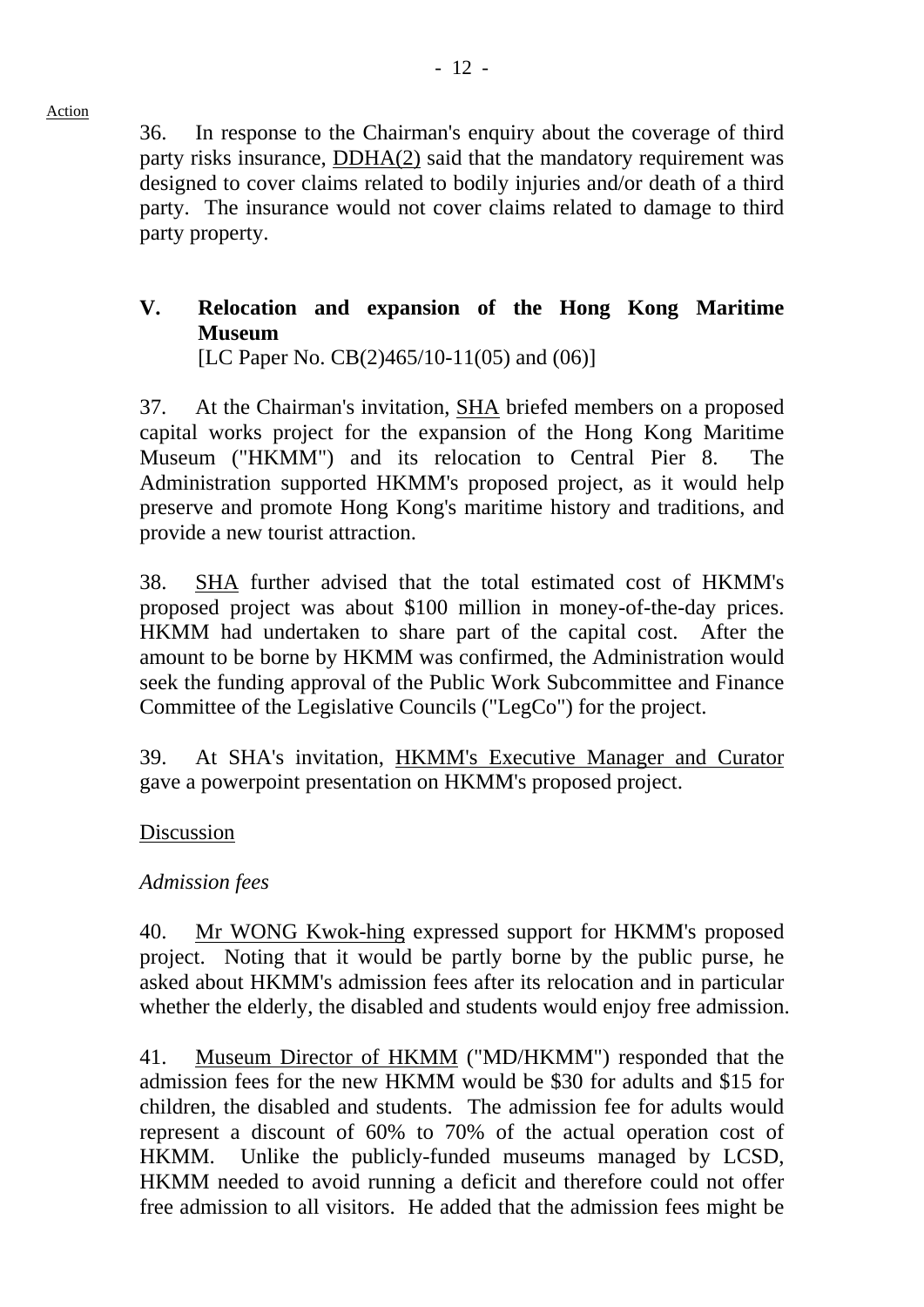Action

36. In response to the Chairman's enquiry about the coverage of third party risks insurance, DDHA(2) said that the mandatory requirement was designed to cover claims related to bodily injuries and/or death of a third party. The insurance would not cover claims related to damage to third party property.

## V. Relocation and expansion of the Hong Kong Maritime Museum

[LC Paper No. CB(2)465/10-11(05) and (06)]

37. At the Chairman's invitation, SHA briefed members on a proposed capital works project for the expansion of the Hong Kong Maritime Museum ("HKMM") and its relocation to Central Pier 8. The Administration supported HKMM's proposed project, as it would help preserve and promote Hong Kong's maritime history and traditions, and provide a new tourist attraction.

38. SHA further advised that the total estimated cost of HKMM's proposed project was about $100 million in money-of-the-day prices. HKMM had undertaken to share part of the capital cost. After the amount to be borne by HKMM was confirmed, the Administration would seek the funding approval of the Public Work Subcommittee and Finance Committee of the Legislative Councils ("LegCo") for the project.

39. At SHA's invitation, HKMM's Executive Manager and Curator gave a powerpoint presentation on HKMM's proposed project.

Discussion

*Admission fees*

40. Mr WONG Kwok-hing expressed support for HKMM's proposed project. Noting that it would be partly borne by the public purse, he asked about HKMM's admission fees after its relocation and in particular whether the elderly, the disabled and students would enjoy free admission.

41. Museum Director of HKMM ("MD/HKMM") responded that the admission fees for the new HKMM would be $30 for adults and $15 for children, the disabled and students. The admission fee for adults would represent a discount of 60% to 70% of the actual operation cost of HKMM. Unlike the publicly-funded museums managed by LCSD, HKMM needed to avoid running a deficit and therefore could not offer free admission to all visitors. He added that the admission fees might be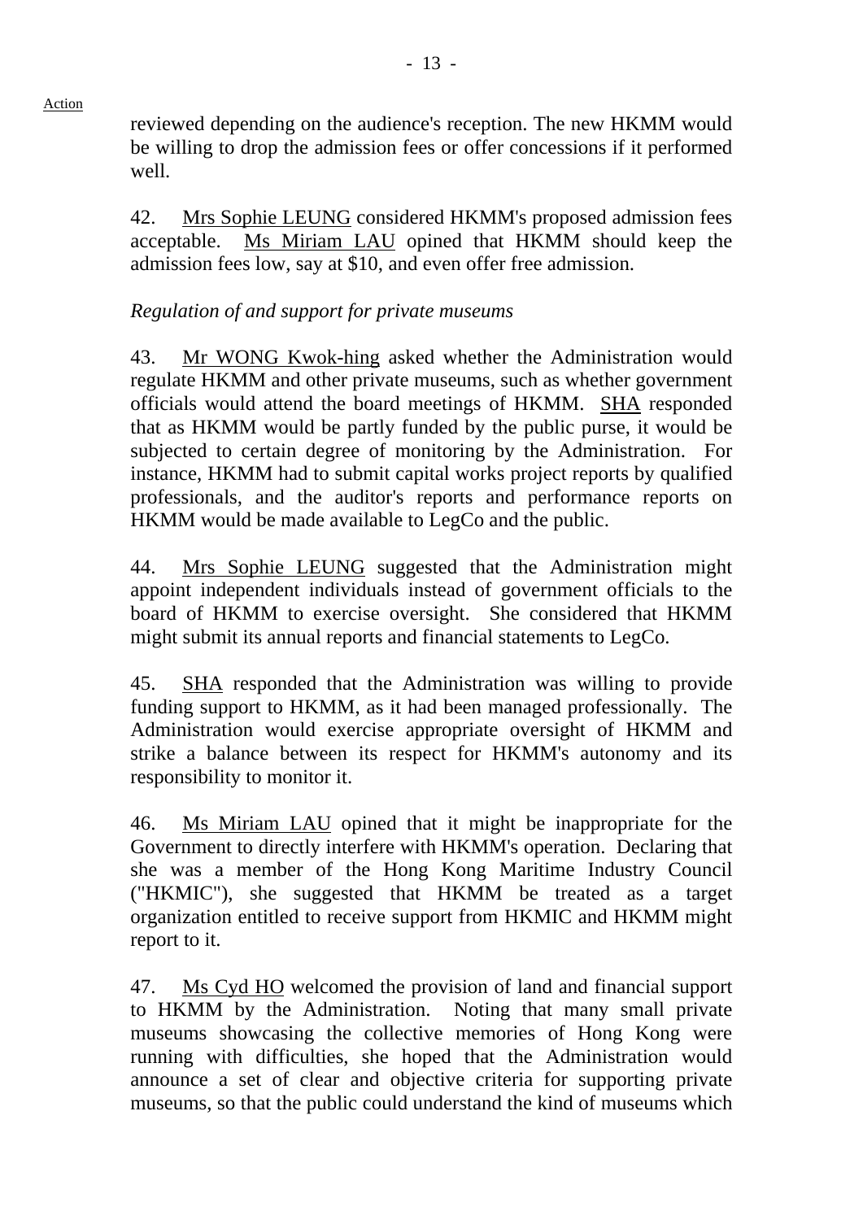reviewed depending on the audience's reception. The new HKMM would be willing to drop the admission fees or offer concessions if it performed well.

42. Mrs Sophie LEUNG considered HKMM's proposed admission fees acceptable. Ms Miriam LAU opined that HKMM should keep the admission fees low, say at $10, and even offer free admission.

*Regulation of and support for private museums*

43. Mr WONG Kwok-hing asked whether the Administration would regulate HKMM and other private museums, such as whether government officials would attend the board meetings of HKMM. SHA responded that as HKMM would be partly funded by the public purse, it would be subjected to certain degree of monitoring by the Administration. For instance, HKMM had to submit capital works project reports by qualified professionals, and the auditor's reports and performance reports on HKMM would be made available to LegCo and the public.

44. Mrs Sophie LEUNG suggested that the Administration might appoint independent individuals instead of government officials to the board of HKMM to exercise oversight. She considered that HKMM might submit its annual reports and financial statements to LegCo.

45. SHA responded that the Administration was willing to provide funding support to HKMM, as it had been managed professionally. The Administration would exercise appropriate oversight of HKMM and strike a balance between its respect for HKMM's autonomy and its responsibility to monitor it.

46. Ms Miriam LAU opined that it might be inappropriate for the Government to directly interfere with HKMM's operation. Declaring that she was a member of the Hong Kong Maritime Industry Council ("HKMIC"), she suggested that HKMM be treated as a target organization entitled to receive support from HKMIC and HKMM might report to it.

47. Ms Cyd HO welcomed the provision of land and financial support to HKMM by the Administration. Noting that many small private museums showcasing the collective memories of Hong Kong were running with difficulties, she hoped that the Administration would announce a set of clear and objective criteria for supporting private museums, so that the public could understand the kind of museums which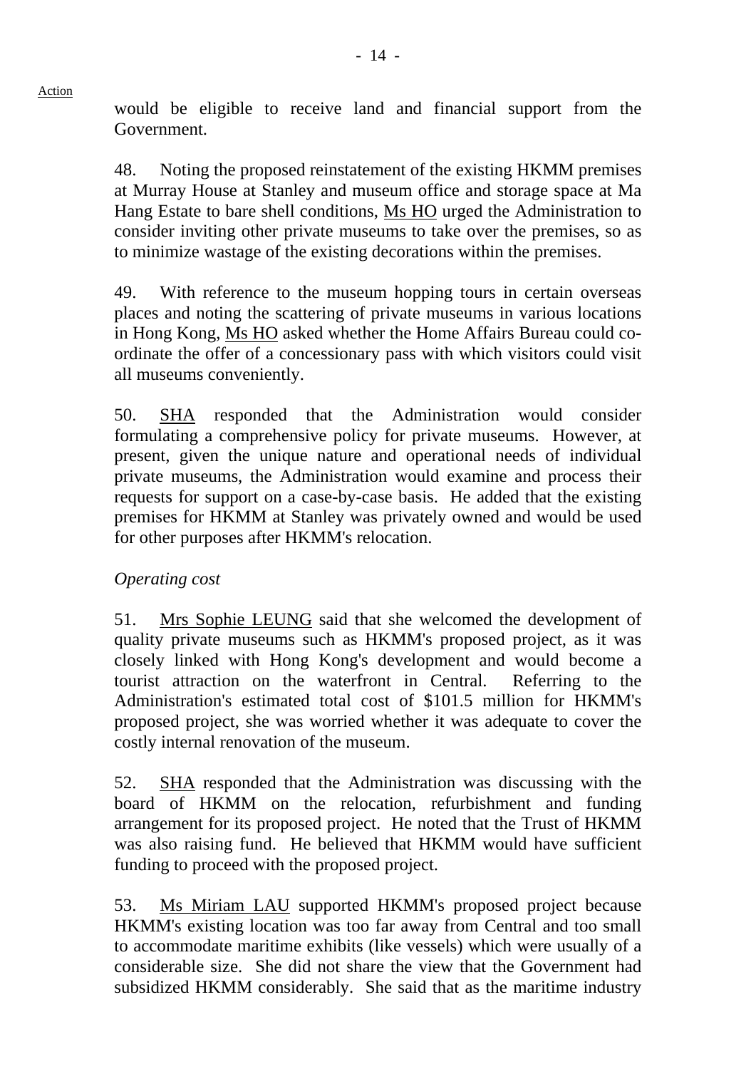would be eligible to receive land and financial support from the Government.

48. Noting the proposed reinstatement of the existing HKMM premises at Murray House at Stanley and museum office and storage space at Ma Hang Estate to bare shell conditions, Ms HO urged the Administration to consider inviting other private museums to take over the premises, so as to minimize wastage of the existing decorations within the premises.

49. With reference to the museum hopping tours in certain overseas places and noting the scattering of private museums in various locations in Hong Kong, Ms HO asked whether the Home Affairs Bureau could co-ordinate the offer of a concessionary pass with which visitors could visit all museums conveniently.

50. SHA responded that the Administration would consider formulating a comprehensive policy for private museums. However, at present, given the unique nature and operational needs of individual private museums, the Administration would examine and process their requests for support on a case-by-case basis. He added that the existing premises for HKMM at Stanley was privately owned and would be used for other purposes after HKMM's relocation.

*Operating cost*

51. Mrs Sophie LEUNG said that she welcomed the development of quality private museums such as HKMM's proposed project, as it was closely linked with Hong Kong's development and would become a tourist attraction on the waterfront in Central. Referring to the Administration's estimated total cost of $101.5 million for HKMM's proposed project, she was worried whether it was adequate to cover the costly internal renovation of the museum.

52. SHA responded that the Administration was discussing with the board of HKMM on the relocation, refurbishment and funding arrangement for its proposed project. He noted that the Trust of HKMM was also raising fund. He believed that HKMM would have sufficient funding to proceed with the proposed project.

53. Ms Miriam LAU supported HKMM's proposed project because HKMM's existing location was too far away from Central and too small to accommodate maritime exhibits (like vessels) which were usually of a considerable size. She did not share the view that the Government had subsidized HKMM considerably. She said that as the maritime industry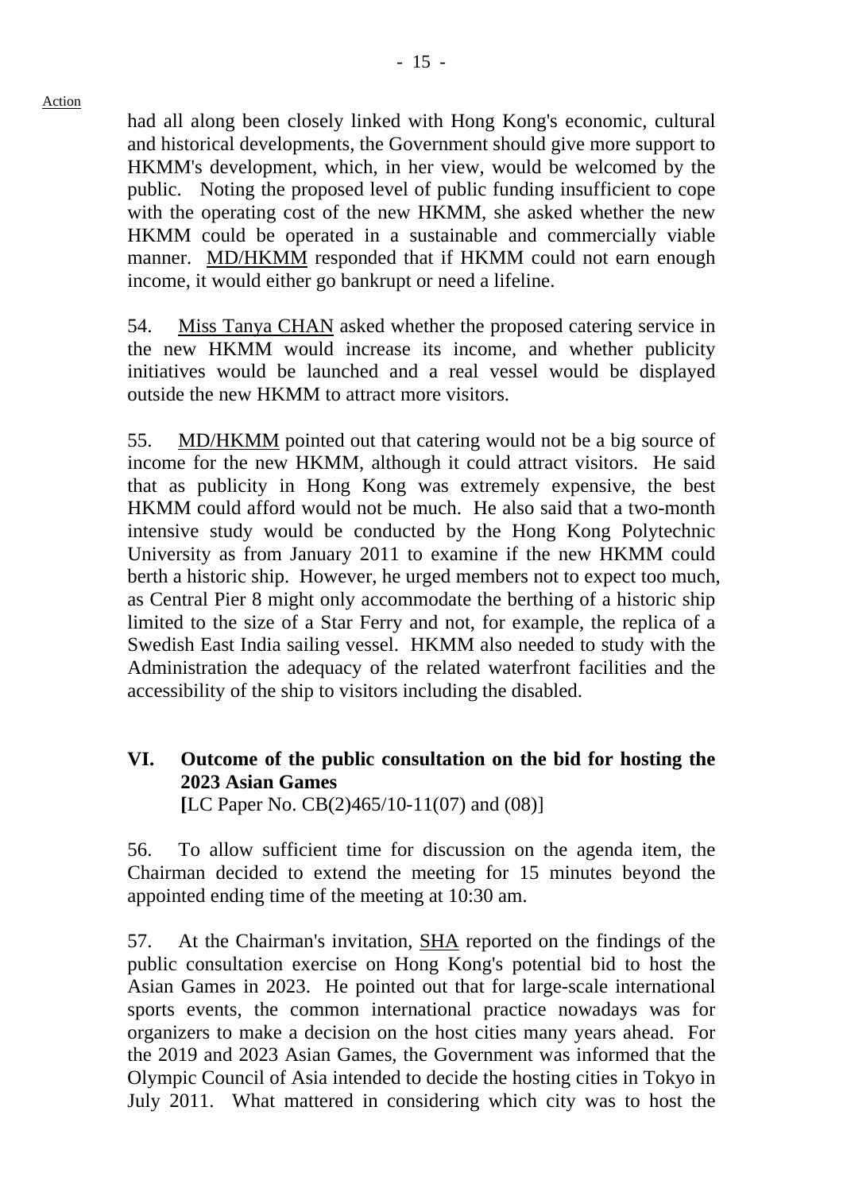Action

had all along been closely linked with Hong Kong's economic, cultural and historical developments, the Government should give more support to HKMM's development, which, in her view, would be welcomed by the public. Noting the proposed level of public funding insufficient to cope with the operating cost of the new HKMM, she asked whether the new HKMM could be operated in a sustainable and commercially viable manner. MD/HKMM responded that if HKMM could not earn enough income, it would either go bankrupt or need a lifeline.

54. Miss Tanya CHAN asked whether the proposed catering service in the new HKMM would increase its income, and whether publicity initiatives would be launched and a real vessel would be displayed outside the new HKMM to attract more visitors.

55. MD/HKMM pointed out that catering would not be a big source of income for the new HKMM, although it could attract visitors. He said that as publicity in Hong Kong was extremely expensive, the best HKMM could afford would not be much. He also said that a two-month intensive study would be conducted by the Hong Kong Polytechnic University as from January 2011 to examine if the new HKMM could berth a historic ship. However, he urged members not to expect too much, as Central Pier 8 might only accommodate the berthing of a historic ship limited to the size of a Star Ferry and not, for example, the replica of a Swedish East India sailing vessel. HKMM also needed to study with the Administration the adequacy of the related waterfront facilities and the accessibility of the ship to visitors including the disabled.

## VI. Outcome of the public consultation on the bid for hosting the 2023 Asian Games

[LC Paper No. CB(2)465/10-11(07) and (08)]

56. To allow sufficient time for discussion on the agenda item, the Chairman decided to extend the meeting for 15 minutes beyond the appointed ending time of the meeting at 10:30 am.

57. At the Chairman's invitation, SHA reported on the findings of the public consultation exercise on Hong Kong's potential bid to host the Asian Games in 2023. He pointed out that for large-scale international sports events, the common international practice nowadays was for organizers to make a decision on the host cities many years ahead. For the 2019 and 2023 Asian Games, the Government was informed that the Olympic Council of Asia intended to decide the hosting cities in Tokyo in July 2011. What mattered in considering which city was to host the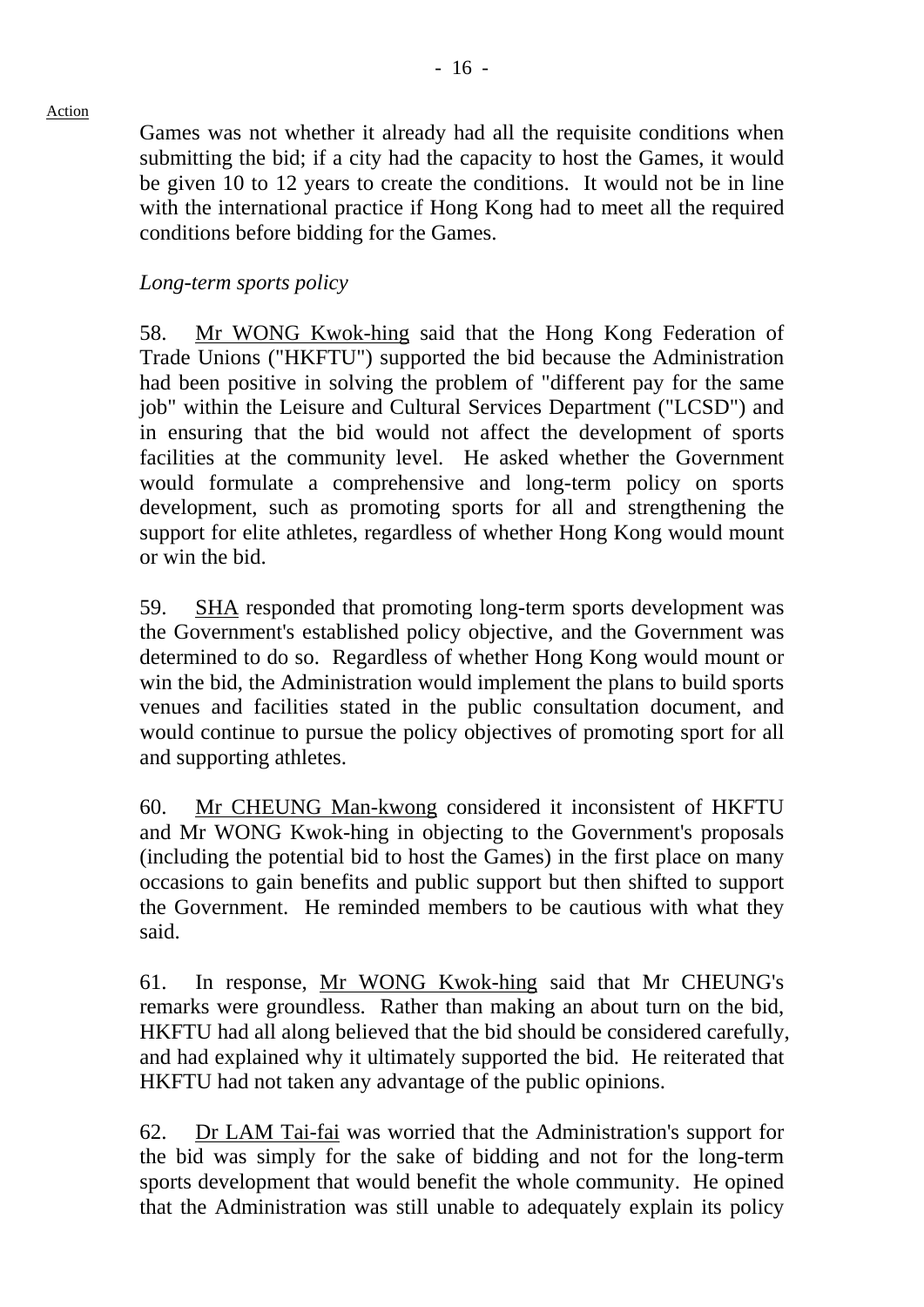Games was not whether it already had all the requisite conditions when submitting the bid; if a city had the capacity to host the Games, it would be given 10 to 12 years to create the conditions. It would not be in line with the international practice if Hong Kong had to meet all the required conditions before bidding for the Games.

*Long-term sports policy*

58. Mr WONG Kwok-hing said that the Hong Kong Federation of Trade Unions ("HKFTU") supported the bid because the Administration had been positive in solving the problem of "different pay for the same job" within the Leisure and Cultural Services Department ("LCSD") and in ensuring that the bid would not affect the development of sports facilities at the community level. He asked whether the Government would formulate a comprehensive and long-term policy on sports development, such as promoting sports for all and strengthening the support for elite athletes, regardless of whether Hong Kong would mount or win the bid.

59. SHA responded that promoting long-term sports development was the Government's established policy objective, and the Government was determined to do so. Regardless of whether Hong Kong would mount or win the bid, the Administration would implement the plans to build sports venues and facilities stated in the public consultation document, and would continue to pursue the policy objectives of promoting sport for all and supporting athletes.

60. Mr CHEUNG Man-kwong considered it inconsistent of HKFTU and Mr WONG Kwok-hing in objecting to the Government's proposals (including the potential bid to host the Games) in the first place on many occasions to gain benefits and public support but then shifted to support the Government. He reminded members to be cautious with what they said.

61. In response, Mr WONG Kwok-hing said that Mr CHEUNG's remarks were groundless. Rather than making an about turn on the bid, HKFTU had all along believed that the bid should be considered carefully, and had explained why it ultimately supported the bid. He reiterated that HKFTU had not taken any advantage of the public opinions.

62. Dr LAM Tai-fai was worried that the Administration's support for the bid was simply for the sake of bidding and not for the long-term sports development that would benefit the whole community. He opined that the Administration was still unable to adequately explain its policy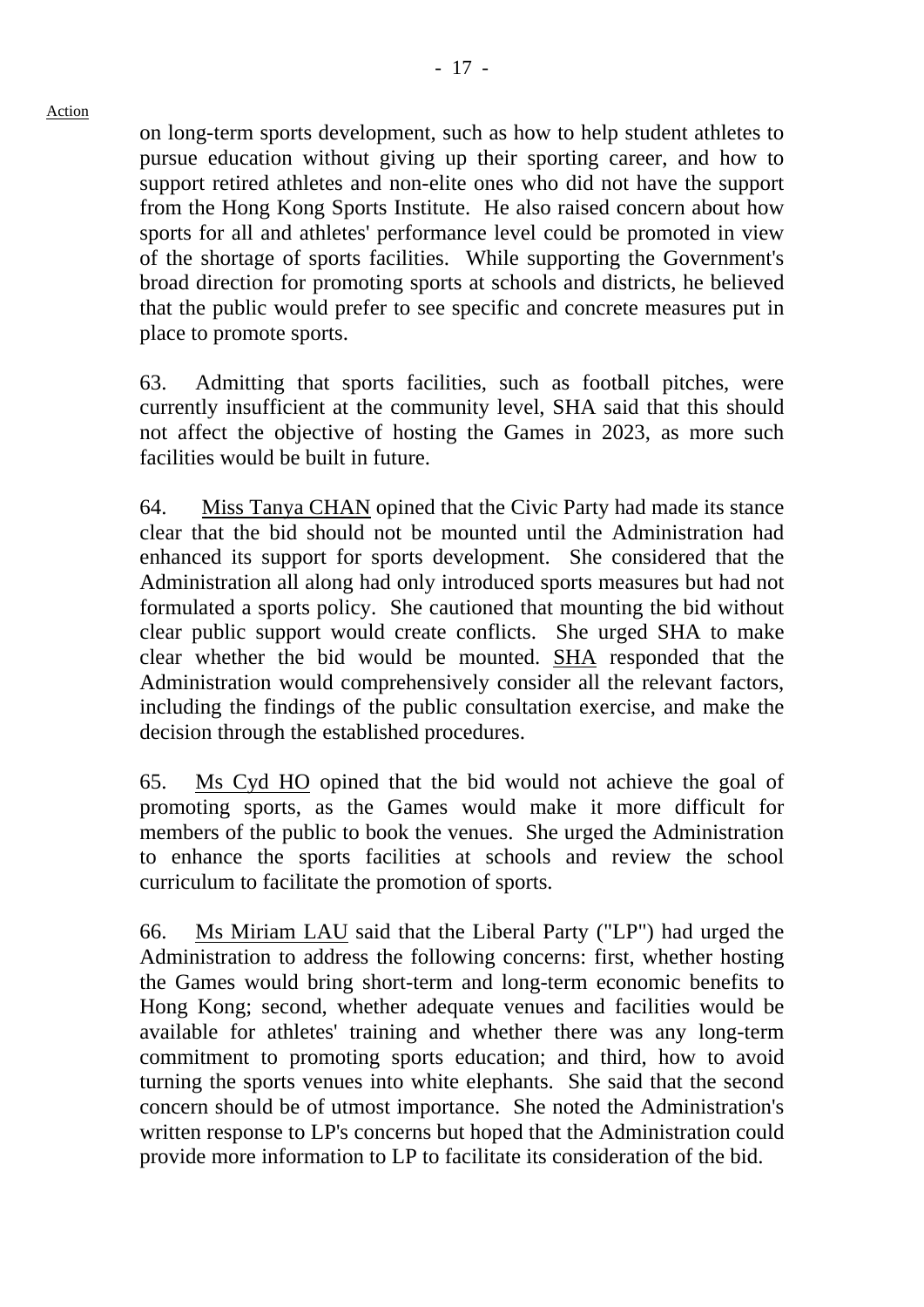Action

on long-term sports development, such as how to help student athletes to pursue education without giving up their sporting career, and how to support retired athletes and non-elite ones who did not have the support from the Hong Kong Sports Institute. He also raised concern about how sports for all and athletes' performance level could be promoted in view of the shortage of sports facilities. While supporting the Government's broad direction for promoting sports at schools and districts, he believed that the public would prefer to see specific and concrete measures put in place to promote sports.

63. Admitting that sports facilities, such as football pitches, were currently insufficient at the community level, SHA said that this should not affect the objective of hosting the Games in 2023, as more such facilities would be built in future.

64. Miss Tanya CHAN opined that the Civic Party had made its stance clear that the bid should not be mounted until the Administration had enhanced its support for sports development. She considered that the Administration all along had only introduced sports measures but had not formulated a sports policy. She cautioned that mounting the bid without clear public support would create conflicts. She urged SHA to make clear whether the bid would be mounted. SHA responded that the Administration would comprehensively consider all the relevant factors, including the findings of the public consultation exercise, and make the decision through the established procedures.

65. Ms Cyd HO opined that the bid would not achieve the goal of promoting sports, as the Games would make it more difficult for members of the public to book the venues. She urged the Administration to enhance the sports facilities at schools and review the school curriculum to facilitate the promotion of sports.

66. Ms Miriam LAU said that the Liberal Party ("LP") had urged the Administration to address the following concerns: first, whether hosting the Games would bring short-term and long-term economic benefits to Hong Kong; second, whether adequate venues and facilities would be available for athletes' training and whether there was any long-term commitment to promoting sports education; and third, how to avoid turning the sports venues into white elephants. She said that the second concern should be of utmost importance. She noted the Administration's written response to LP's concerns but hoped that the Administration could provide more information to LP to facilitate its consideration of the bid.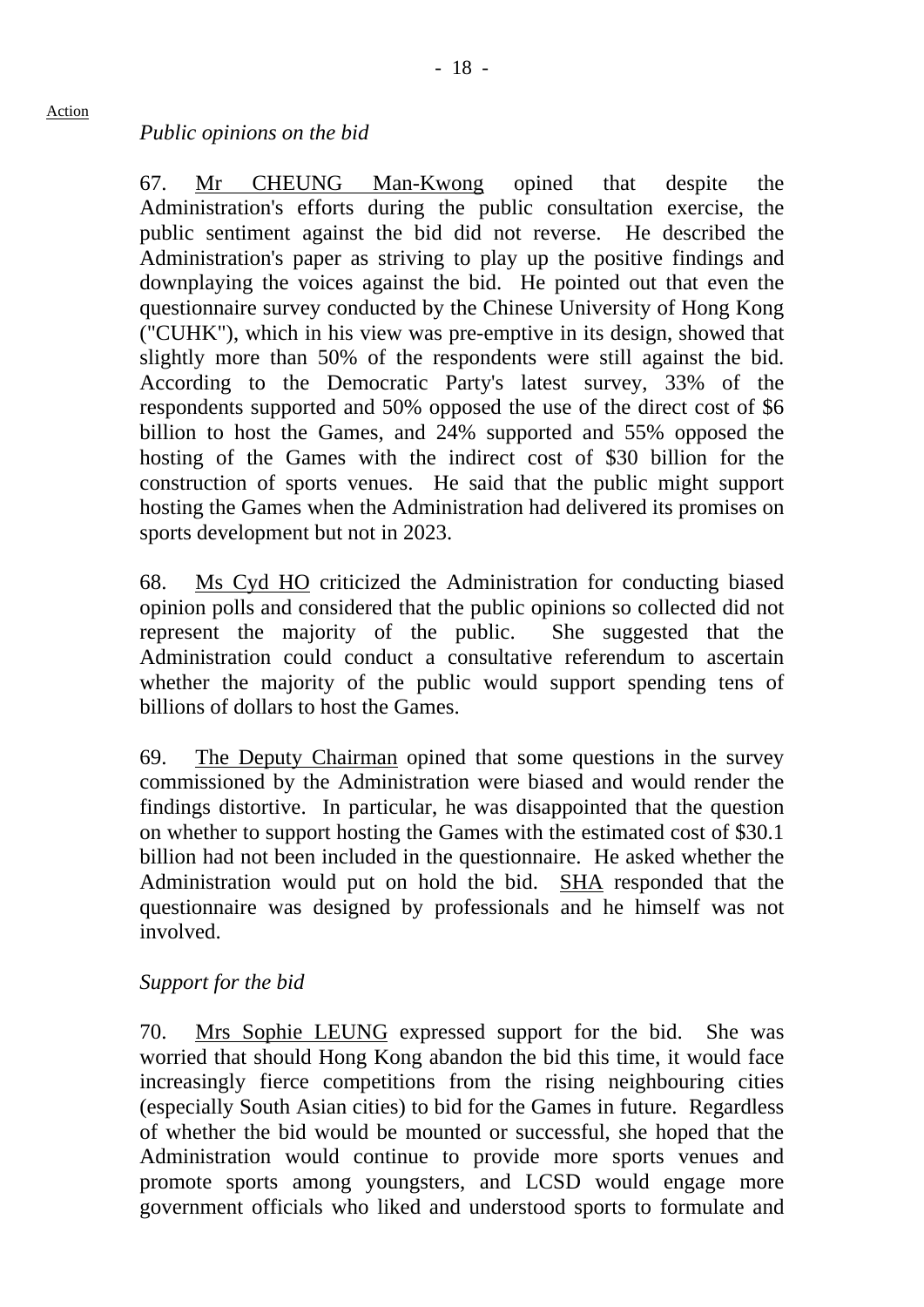*Public opinions on the bid*

67. Mr CHEUNG Man-Kwong opined that despite the Administration's efforts during the public consultation exercise, the public sentiment against the bid did not reverse. He described the Administration's paper as striving to play up the positive findings and downplaying the voices against the bid. He pointed out that even the questionnaire survey conducted by the Chinese University of Hong Kong ("CUHK"), which in his view was pre-emptive in its design, showed that slightly more than 50% of the respondents were still against the bid. According to the Democratic Party's latest survey, 33% of the respondents supported and 50% opposed the use of the direct cost of $6 billion to host the Games, and 24% supported and 55% opposed the hosting of the Games with the indirect cost of $30 billion for the construction of sports venues. He said that the public might support hosting the Games when the Administration had delivered its promises on sports development but not in 2023.

68. Ms Cyd HO criticized the Administration for conducting biased opinion polls and considered that the public opinions so collected did not represent the majority of the public. She suggested that the Administration could conduct a consultative referendum to ascertain whether the majority of the public would support spending tens of billions of dollars to host the Games.

69. The Deputy Chairman opined that some questions in the survey commissioned by the Administration were biased and would render the findings distortive. In particular, he was disappointed that the question on whether to support hosting the Games with the estimated cost of $30.1 billion had not been included in the questionnaire. He asked whether the Administration would put on hold the bid. SHA responded that the questionnaire was designed by professionals and he himself was not involved.

*Support for the bid*

70. Mrs Sophie LEUNG expressed support for the bid. She was worried that should Hong Kong abandon the bid this time, it would face increasingly fierce competitions from the rising neighbouring cities (especially South Asian cities) to bid for the Games in future. Regardless of whether the bid would be mounted or successful, she hoped that the Administration would continue to provide more sports venues and promote sports among youngsters, and LCSD would engage more government officials who liked and understood sports to formulate and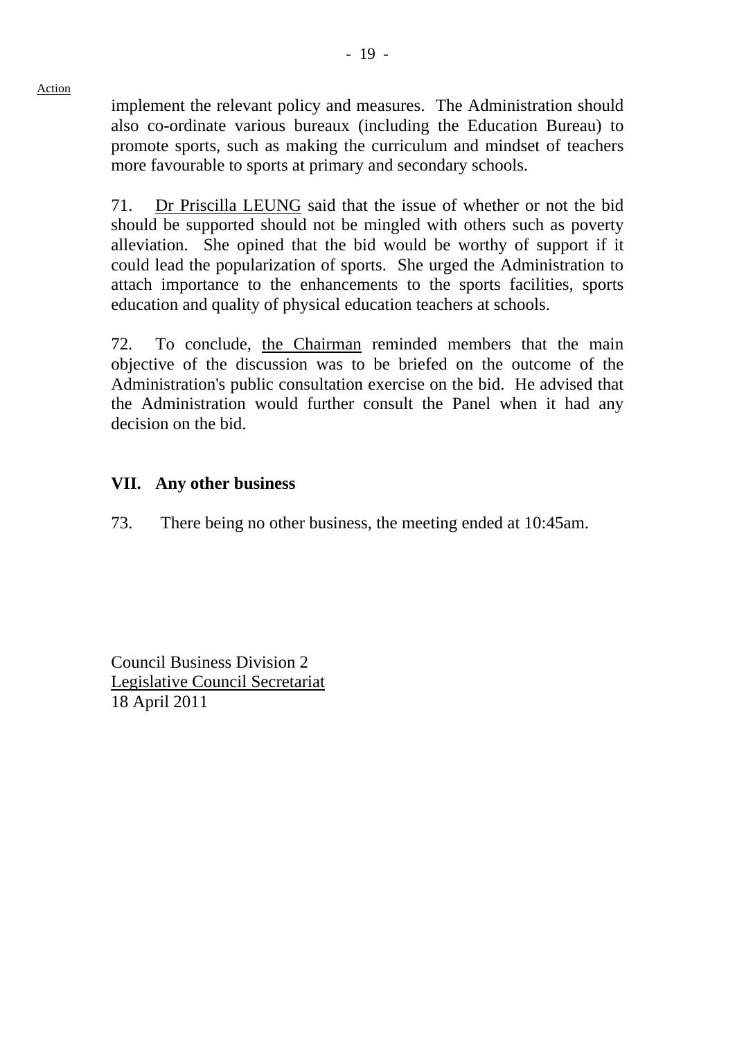Action

implement the relevant policy and measures. The Administration should also co-ordinate various bureaux (including the Education Bureau) to promote sports, such as making the curriculum and mindset of teachers more favourable to sports at primary and secondary schools.

71. Dr Priscilla LEUNG said that the issue of whether or not the bid should be supported should not be mingled with others such as poverty alleviation. She opined that the bid would be worthy of support if it could lead the popularization of sports. She urged the Administration to attach importance to the enhancements to the sports facilities, sports education and quality of physical education teachers at schools.

72. To conclude, the Chairman reminded members that the main objective of the discussion was to be briefed on the outcome of the Administration's public consultation exercise on the bid. He advised that the Administration would further consult the Panel when it had any decision on the bid.

## VII. Any other business

73. There being no other business, the meeting ended at 10:45am.

Council Business Division 2
Legislative Council Secretariat
18 April 2011